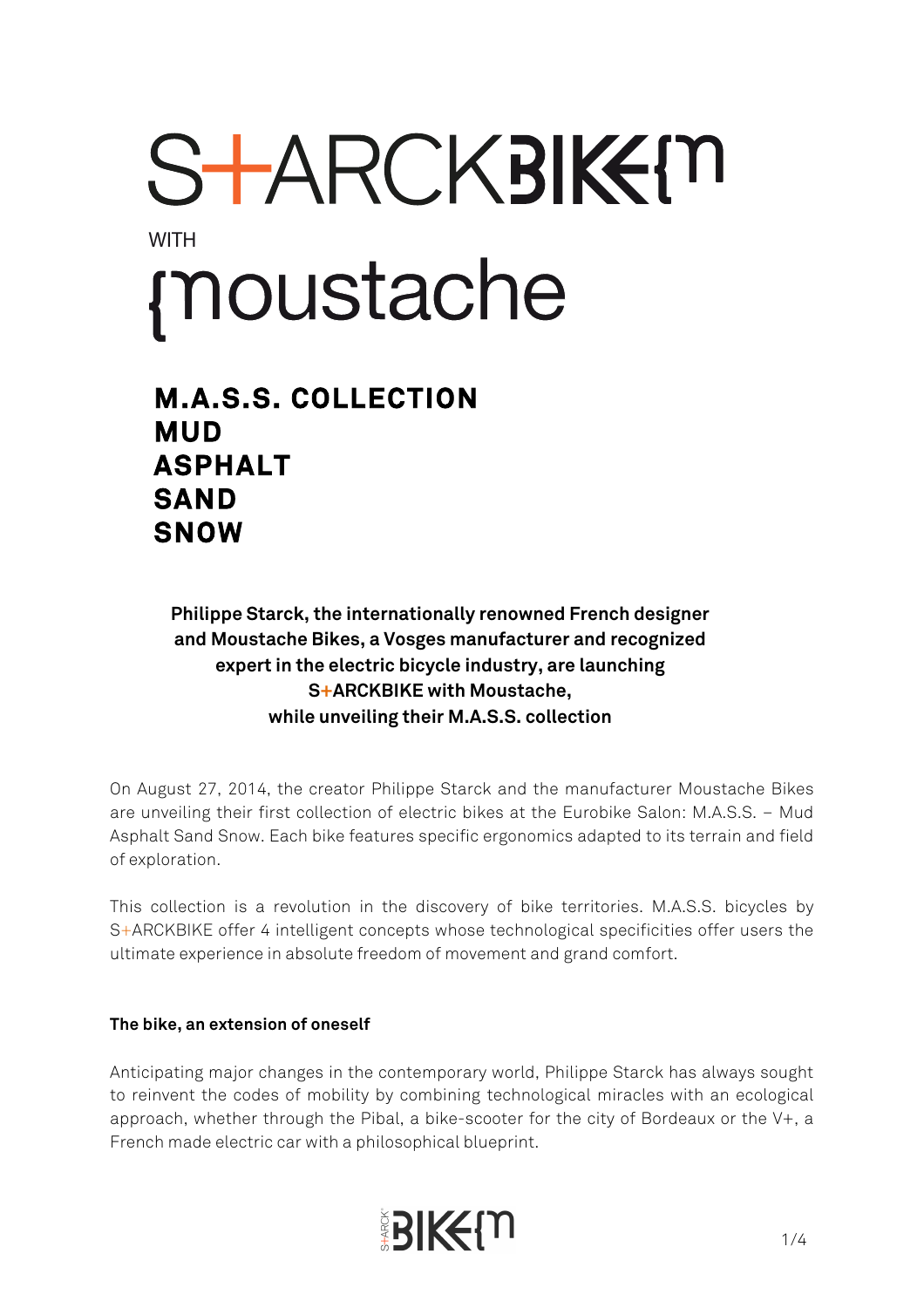# S+ARCKBIKE{m

WITH

# {moustache

## M.A.S.S. COLLECTION
## MUD
## ASPHALT
## SAND
## SNOW

**Philippe Starck, the internationally renowned French designer and Moustache Bikes, a Vosges manufacturer and recognized expert in the electric bicycle industry, are launching S+ARCKBIKE with Moustache, while unveiling their M.A.S.S. collection**

On August 27, 2014, the creator Philippe Starck and the manufacturer Moustache Bikes are unveiling their first collection of electric bikes at the Eurobike Salon: M.A.S.S. – Mud Asphalt Sand Snow. Each bike features specific ergonomics adapted to its terrain and field of exploration.

This collection is a revolution in the discovery of bike territories. M.A.S.S. bicycles by S+ARCKBIKE offer 4 intelligent concepts whose technological specificities offer users the ultimate experience in absolute freedom of movement and grand comfort.

**The bike, an extension of oneself**

Anticipating major changes in the contemporary world, Philippe Starck has always sought to reinvent the codes of mobility by combining technological miracles with an ecological approach, whether through the Pibal, a bike-scooter for the city of Bordeaux or the V+, a French made electric car with a philosophical blueprint.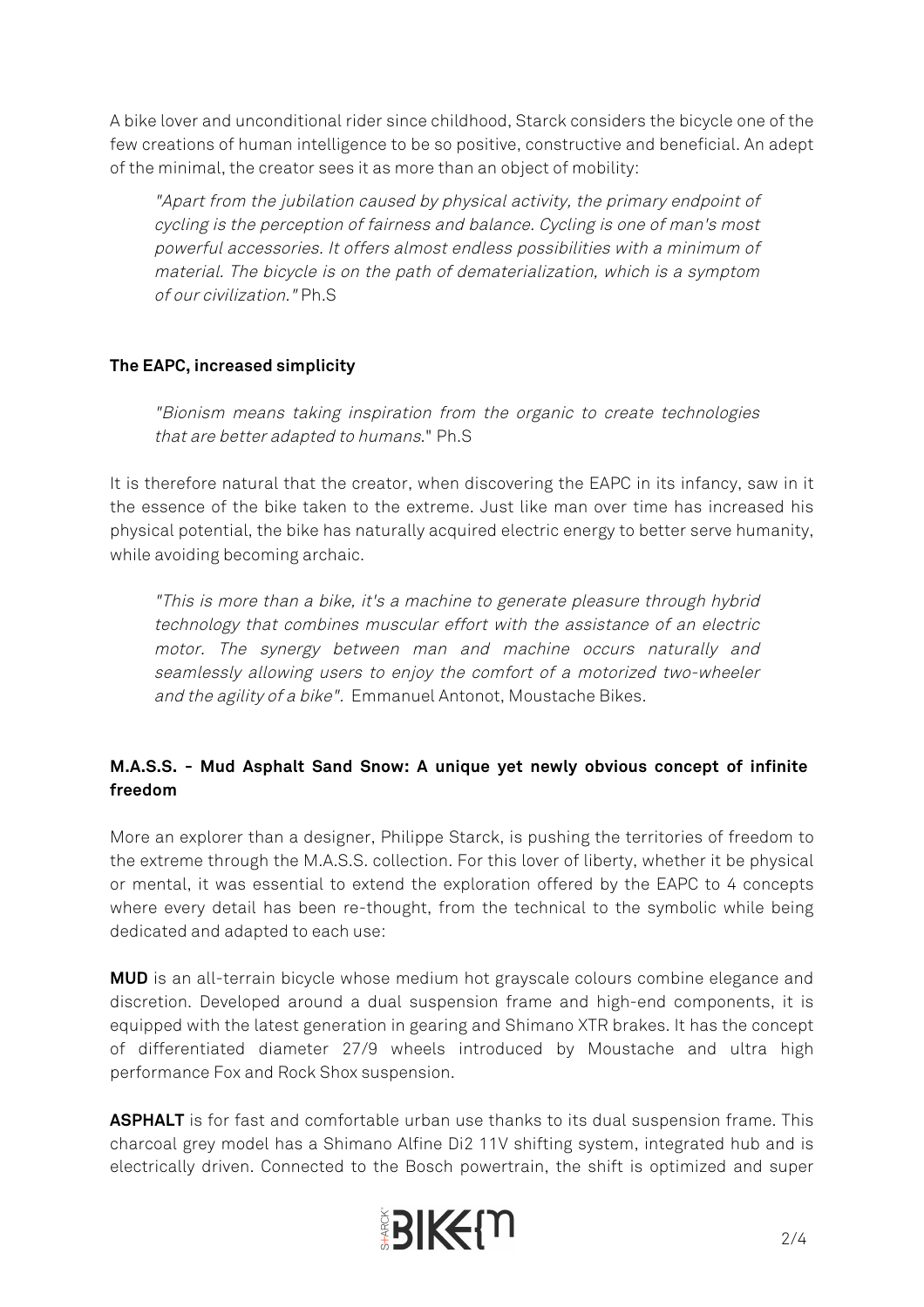A bike lover and unconditional rider since childhood, Starck considers the bicycle one of the few creations of human intelligence to be so positive, constructive and beneficial. An adept of the minimal, the creator sees it as more than an object of mobility:

> *"Apart from the jubilation caused by physical activity, the primary endpoint of cycling is the perception of fairness and balance. Cycling is one of man's most powerful accessories. It offers almost endless possibilities with a minimum of material. The bicycle is on the path of dematerialization, which is a symptom of our civilization."* Ph.S

**The EAPC, increased simplicity**

> *"Bionism means taking inspiration from the organic to create technologies that are better adapted to humans.*" Ph.S

It is therefore natural that the creator, when discovering the EAPC in its infancy, saw in it the essence of the bike taken to the extreme. Just like man over time has increased his physical potential, the bike has naturally acquired electric energy to better serve humanity, while avoiding becoming archaic.

> *"This is more than a bike, it's a machine to generate pleasure through hybrid technology that combines muscular effort with the assistance of an electric motor. The synergy between man and machine occurs naturally and seamlessly allowing users to enjoy the comfort of a motorized two-wheeler and the agility of a bike".* Emmanuel Antonot, Moustache Bikes.

**M.A.S.S. - Mud Asphalt Sand Snow: A unique yet newly obvious concept of infinite freedom**

More an explorer than a designer, Philippe Starck, is pushing the territories of freedom to the extreme through the M.A.S.S. collection. For this lover of liberty, whether it be physical or mental, it was essential to extend the exploration offered by the EAPC to 4 concepts where every detail has been re-thought, from the technical to the symbolic while being dedicated and adapted to each use:

**MUD** is an all-terrain bicycle whose medium hot grayscale colours combine elegance and discretion. Developed around a dual suspension frame and high-end components, it is equipped with the latest generation in gearing and Shimano XTR brakes. It has the concept of differentiated diameter 27/9 wheels introduced by Moustache and ultra high performance Fox and Rock Shox suspension.

**ASPHALT** is for fast and comfortable urban use thanks to its dual suspension frame. This charcoal grey model has a Shimano Alfine Di2 11V shifting system, integrated hub and is electrically driven. Connected to the Bosch powertrain, the shift is optimized and super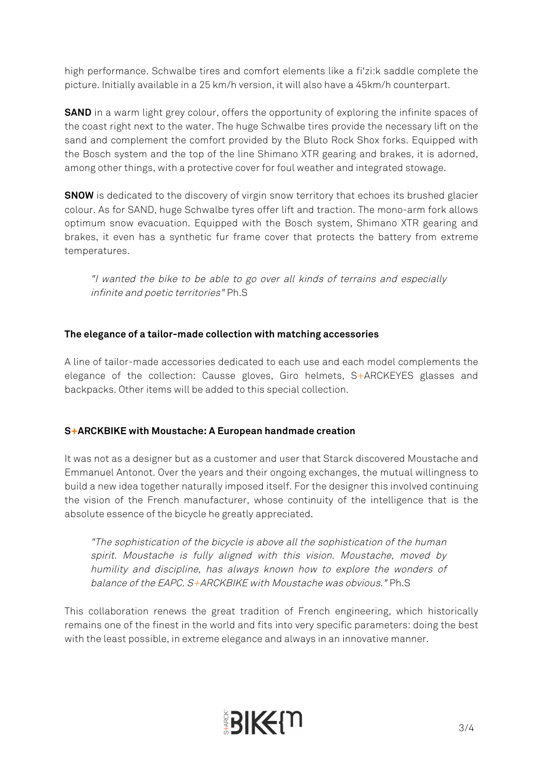high performance. Schwalbe tires and comfort elements like a fi'zi:k saddle complete the picture. Initially available in a 25 km/h version, it will also have a 45km/h counterpart.

**SAND** in a warm light grey colour, offers the opportunity of exploring the infinite spaces of the coast right next to the water. The huge Schwalbe tires provide the necessary lift on the sand and complement the comfort provided by the Bluto Rock Shox forks. Equipped with the Bosch system and the top of the line Shimano XTR gearing and brakes, it is adorned, among other things, with a protective cover for foul weather and integrated stowage.

**SNOW** is dedicated to the discovery of virgin snow territory that echoes its brushed glacier colour. As for SAND, huge Schwalbe tyres offer lift and traction. The mono-arm fork allows optimum snow evacuation. Equipped with the Bosch system, Shimano XTR gearing and brakes, it even has a synthetic fur frame cover that protects the battery from extreme temperatures.

> *"I wanted the bike to be able to go over all kinds of terrains and especially infinite and poetic territories"* Ph.S

### The elegance of a tailor-made collection with matching accessories

A line of tailor-made accessories dedicated to each use and each model complements the elegance of the collection: Causse gloves, Giro helmets, S+ARCKEYES glasses and backpacks. Other items will be added to this special collection.

### S+ARCKBIKE with Moustache: A European handmade creation

It was not as a designer but as a customer and user that Starck discovered Moustache and Emmanuel Antonot. Over the years and their ongoing exchanges, the mutual willingness to build a new idea together naturally imposed itself. For the designer this involved continuing the vision of the French manufacturer, whose continuity of the intelligence that is the absolute essence of the bicycle he greatly appreciated.

> *"The sophistication of the bicycle is above all the sophistication of the human spirit. Moustache is fully aligned with this vision. Moustache, moved by humility and discipline, has always known how to explore the wonders of balance of the EAPC. S+ARCKBIKE with Moustache was obvious."* Ph.S

This collaboration renews the great tradition of French engineering, which historically remains one of the finest in the world and fits into very specific parameters: doing the best with the least possible, in extreme elegance and always in an innovative manner.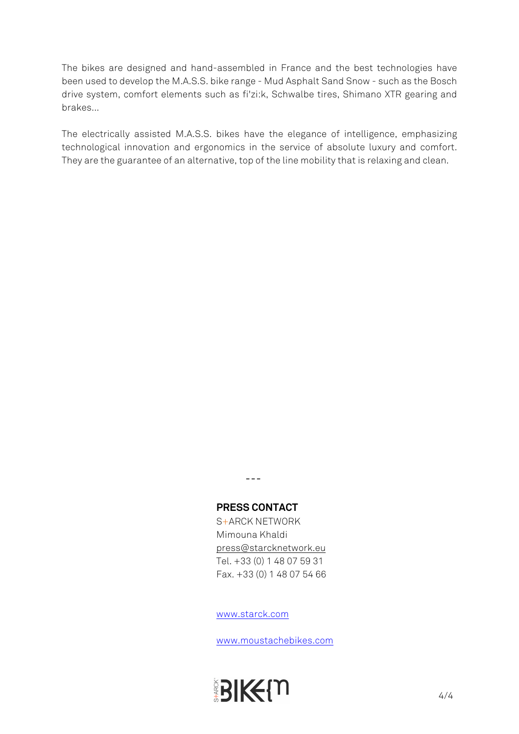The bikes are designed and hand-assembled in France and the best technologies have been used to develop the M.A.S.S. bike range - Mud Asphalt Sand Snow - such as the Bosch drive system, comfort elements such as fi'zi:k, Schwalbe tires, Shimano XTR gearing and brakes...

The electrically assisted M.A.S.S. bikes have the elegance of intelligence, emphasizing technological innovation and ergonomics in the service of absolute luxury and comfort. They are the guarantee of an alternative, top of the line mobility that is relaxing and clean.

---

**PRESS CONTACT**

S+ARCK NETWORK
Mimouna Khaldi
press@starcknetwork.eu
Tel. +33 (0) 1 48 07 59 31
Fax. +33 (0) 1 48 07 54 66

www.starck.com

www.moustachebikes.com